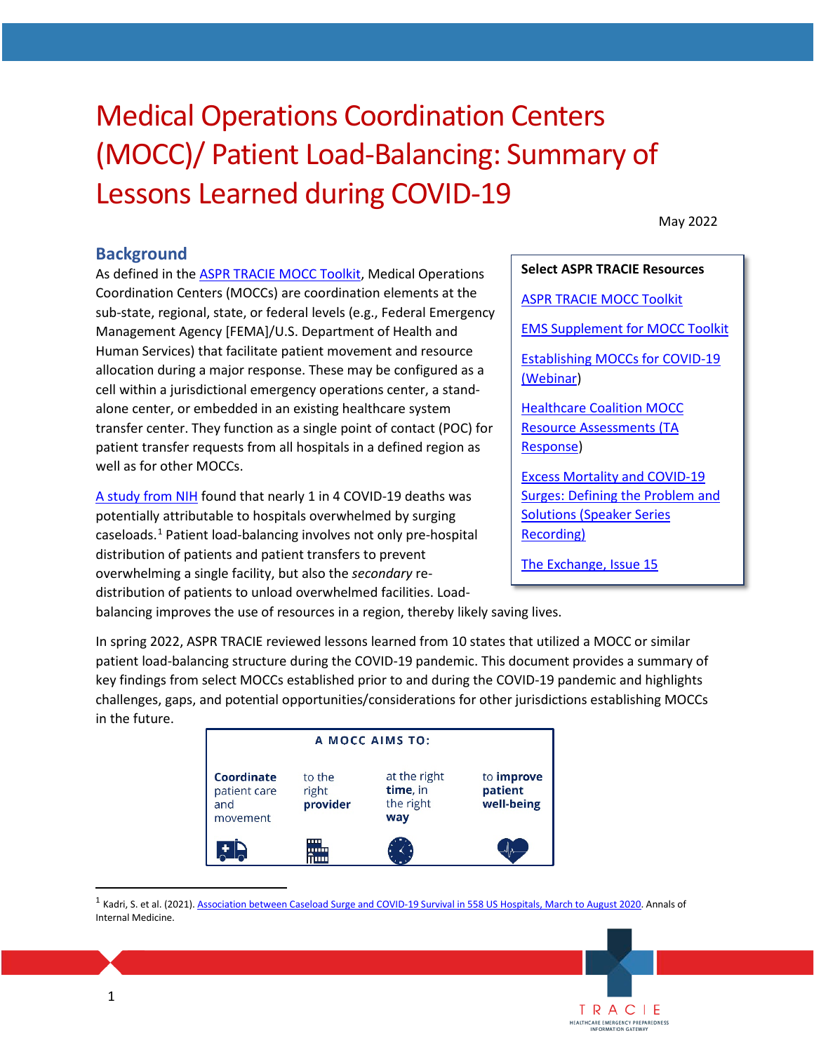# Medical Operations Coordination Centers (MOCC)/ Patient Load-Balancing: Summary of Lessons Learned during COVID-19

May 2022

## Background

As defined in the ASPR TRACIE MOCC Toolkit, Medical Operations Coordination Centers (MOCCs) are coordination elements at the sub-state, regional, state, or federal levels (e.g., Federal Emergency Management Agency [FEMA]/U.S. Department of Health and Human Services) that facilitate patient movement and resource allocation during a major response. These may be configured as a cell within a jurisdictional emergency operations center, a stand-alone center, or embedded in an existing healthcare system transfer center. They function as a single point of contact (POC) for patient transfer requests from all hospitals in a defined region as well as for other MOCCs.

A study from NIH found that nearly 1 in 4 COVID-19 deaths was potentially attributable to hospitals overwhelmed by surging caseloads.[1] Patient load-balancing involves not only pre-hospital distribution of patients and patient transfers to prevent overwhelming a single facility, but also the *secondary* re-distribution of patients to unload overwhelmed facilities. Load-balancing improves the use of resources in a region, thereby likely saving lives.

**Select ASPR TRACIE Resources**

- ASPR TRACIE MOCC Toolkit
- EMS Supplement for MOCC Toolkit
- Establishing MOCCs for COVID-19 (Webinar)
- Healthcare Coalition MOCC Resource Assessments (TA Response)
- Excess Mortality and COVID-19 Surges: Defining the Problem and Solutions (Speaker Series Recording)
- The Exchange, Issue 15

In spring 2022, ASPR TRACIE reviewed lessons learned from 10 states that utilized a MOCC or similar patient load-balancing structure during the COVID-19 pandemic. This document provides a summary of key findings from select MOCCs established prior to and during the COVID-19 pandemic and highlights challenges, gaps, and potential opportunities/considerations for other jurisdictions establishing MOCCs in the future.

**A MOCC AIMS TO:**

**Coordinate** patient care and movement | to the right **provider** | at the right **time**, in the right **way** | to **improve patient well-being**

[1] Kadri, S. et al. (2021). Association between Caseload Surge and COVID-19 Survival in 558 US Hospitals, March to August 2020. Annals of Internal Medicine.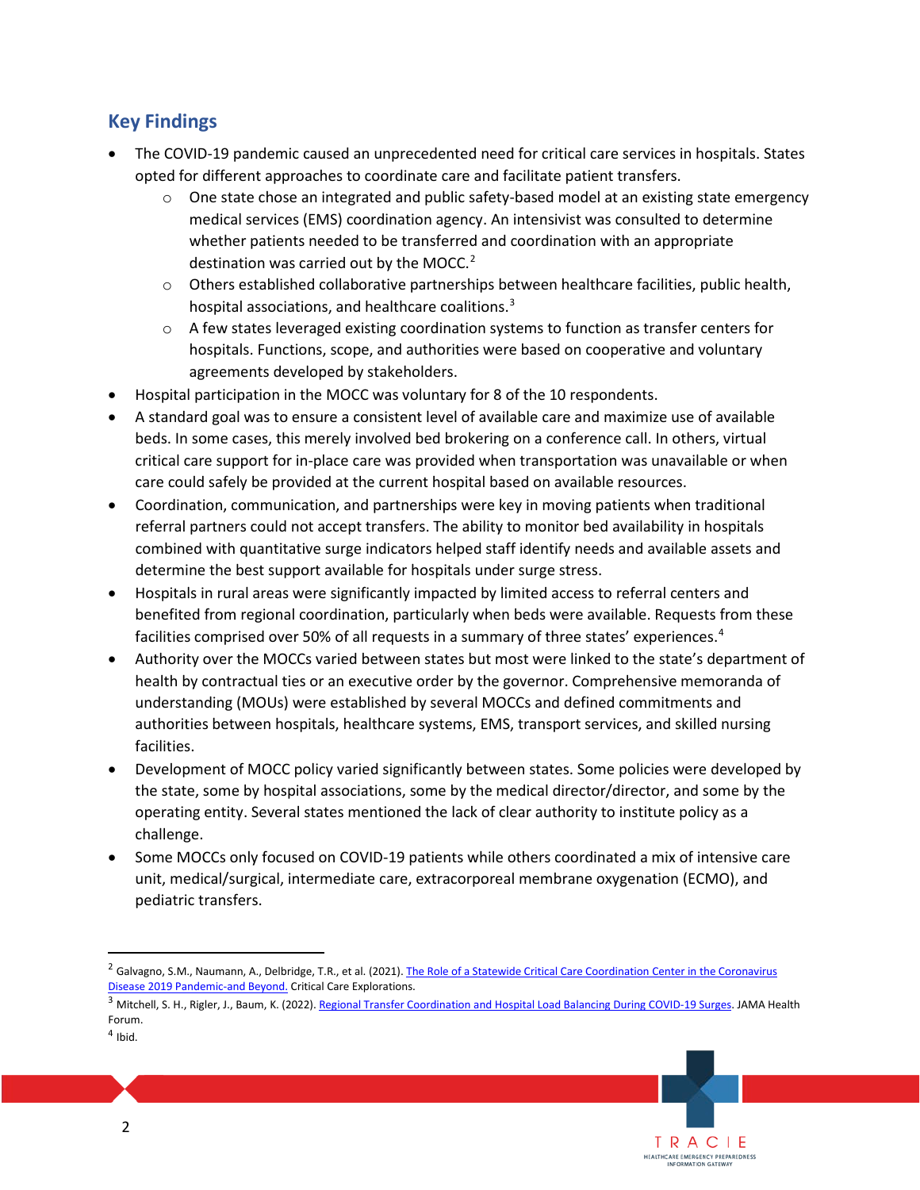## Key Findings

- The COVID-19 pandemic caused an unprecedented need for critical care services in hospitals. States opted for different approaches to coordinate care and facilitate patient transfers.
    - One state chose an integrated and public safety-based model at an existing state emergency medical services (EMS) coordination agency. An intensivist was consulted to determine whether patients needed to be transferred and coordination with an appropriate destination was carried out by the MOCC.[2]
    - Others established collaborative partnerships between healthcare facilities, public health, hospital associations, and healthcare coalitions.[3]
    - A few states leveraged existing coordination systems to function as transfer centers for hospitals. Functions, scope, and authorities were based on cooperative and voluntary agreements developed by stakeholders.
- Hospital participation in the MOCC was voluntary for 8 of the 10 respondents.
- A standard goal was to ensure a consistent level of available care and maximize use of available beds. In some cases, this merely involved bed brokering on a conference call. In others, virtual critical care support for in-place care was provided when transportation was unavailable or when care could safely be provided at the current hospital based on available resources.
- Coordination, communication, and partnerships were key in moving patients when traditional referral partners could not accept transfers. The ability to monitor bed availability in hospitals combined with quantitative surge indicators helped staff identify needs and available assets and determine the best support available for hospitals under surge stress.
- Hospitals in rural areas were significantly impacted by limited access to referral centers and benefited from regional coordination, particularly when beds were available. Requests from these facilities comprised over 50% of all requests in a summary of three states' experiences.[4]
- Authority over the MOCCs varied between states but most were linked to the state's department of health by contractual ties or an executive order by the governor. Comprehensive memoranda of understanding (MOUs) were established by several MOCCs and defined commitments and authorities between hospitals, healthcare systems, EMS, transport services, and skilled nursing facilities.
- Development of MOCC policy varied significantly between states. Some policies were developed by the state, some by hospital associations, some by the medical director/director, and some by the operating entity. Several states mentioned the lack of clear authority to institute policy as a challenge.
- Some MOCCs only focused on COVID-19 patients while others coordinated a mix of intensive care unit, medical/surgical, intermediate care, extracorporeal membrane oxygenation (ECMO), and pediatric transfers.

---

[2] Galvagno, S.M., Naumann, A., Delbridge, T.R., et al. (2021). The Role of a Statewide Critical Care Coordination Center in the Coronavirus Disease 2019 Pandemic-and Beyond. Critical Care Explorations.

[3] Mitchell, S. H., Rigler, J., Baum, K. (2022). Regional Transfer Coordination and Hospital Load Balancing During COVID-19 Surges. JAMA Health Forum.

[4] Ibid.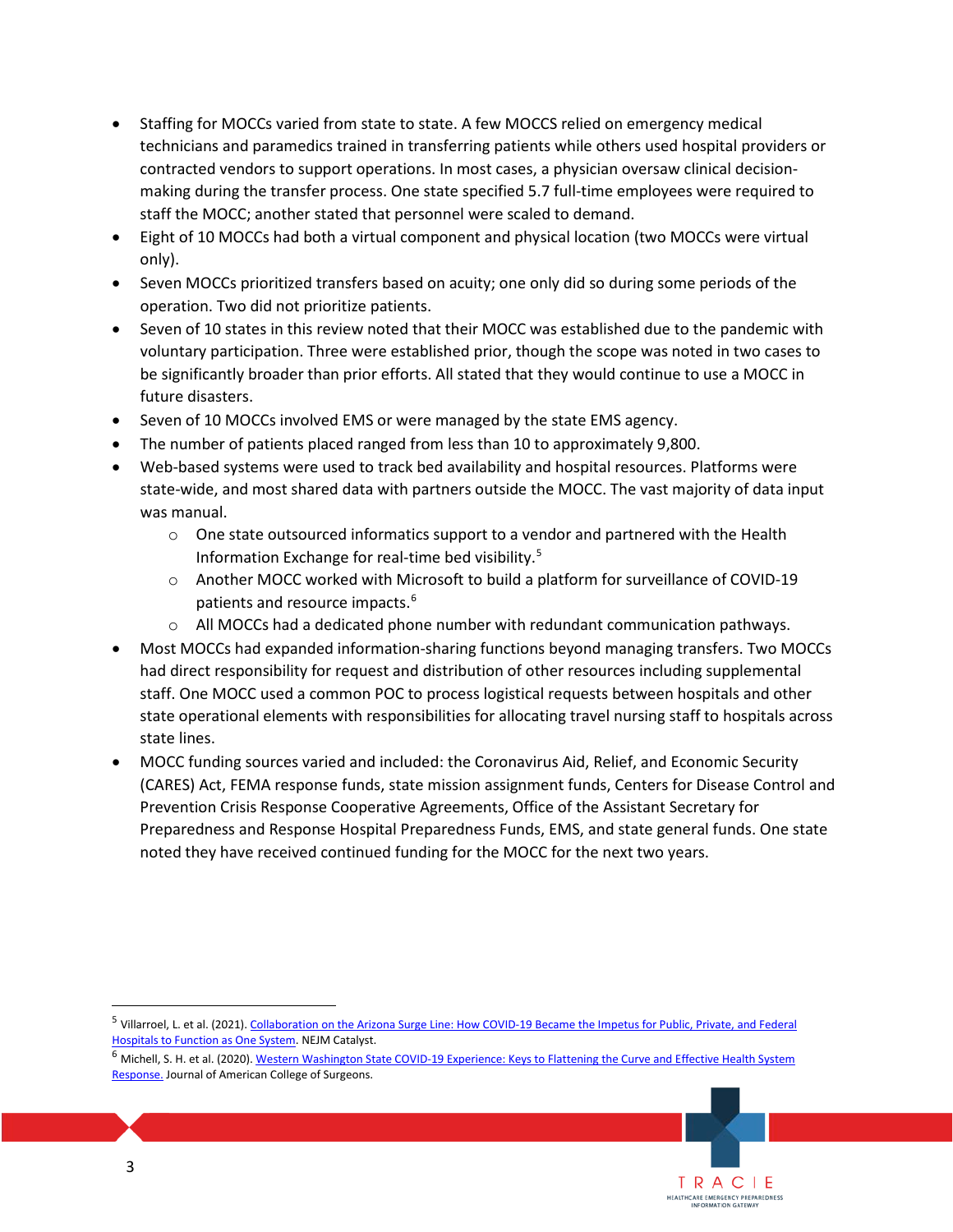- Staffing for MOCCs varied from state to state. A few MOCCS relied on emergency medical technicians and paramedics trained in transferring patients while others used hospital providers or contracted vendors to support operations. In most cases, a physician oversaw clinical decision-making during the transfer process. One state specified 5.7 full-time employees were required to staff the MOCC; another stated that personnel were scaled to demand.
- Eight of 10 MOCCs had both a virtual component and physical location (two MOCCs were virtual only).
- Seven MOCCs prioritized transfers based on acuity; one only did so during some periods of the operation. Two did not prioritize patients.
- Seven of 10 states in this review noted that their MOCC was established due to the pandemic with voluntary participation. Three were established prior, though the scope was noted in two cases to be significantly broader than prior efforts. All stated that they would continue to use a MOCC in future disasters.
- Seven of 10 MOCCs involved EMS or were managed by the state EMS agency.
- The number of patients placed ranged from less than 10 to approximately 9,800.
- Web-based systems were used to track bed availability and hospital resources. Platforms were state-wide, and most shared data with partners outside the MOCC. The vast majority of data input was manual.
  - One state outsourced informatics support to a vendor and partnered with the Health Information Exchange for real-time bed visibility.[5]
  - Another MOCC worked with Microsoft to build a platform for surveillance of COVID-19 patients and resource impacts.[6]
  - All MOCCs had a dedicated phone number with redundant communication pathways.
- Most MOCCs had expanded information-sharing functions beyond managing transfers. Two MOCCs had direct responsibility for request and distribution of other resources including supplemental staff. One MOCC used a common POC to process logistical requests between hospitals and other state operational elements with responsibilities for allocating travel nursing staff to hospitals across state lines.
- MOCC funding sources varied and included: the Coronavirus Aid, Relief, and Economic Security (CARES) Act, FEMA response funds, state mission assignment funds, Centers for Disease Control and Prevention Crisis Response Cooperative Agreements, Office of the Assistant Secretary for Preparedness and Response Hospital Preparedness Funds, EMS, and state general funds. One state noted they have received continued funding for the MOCC for the next two years.

---

[5] Villarroel, L. et al. (2021). Collaboration on the Arizona Surge Line: How COVID-19 Became the Impetus for Public, Private, and Federal Hospitals to Function as One System. NEJM Catalyst.

[6] Michell, S. H. et al. (2020). Western Washington State COVID-19 Experience: Keys to Flattening the Curve and Effective Health System Response. Journal of American College of Surgeons.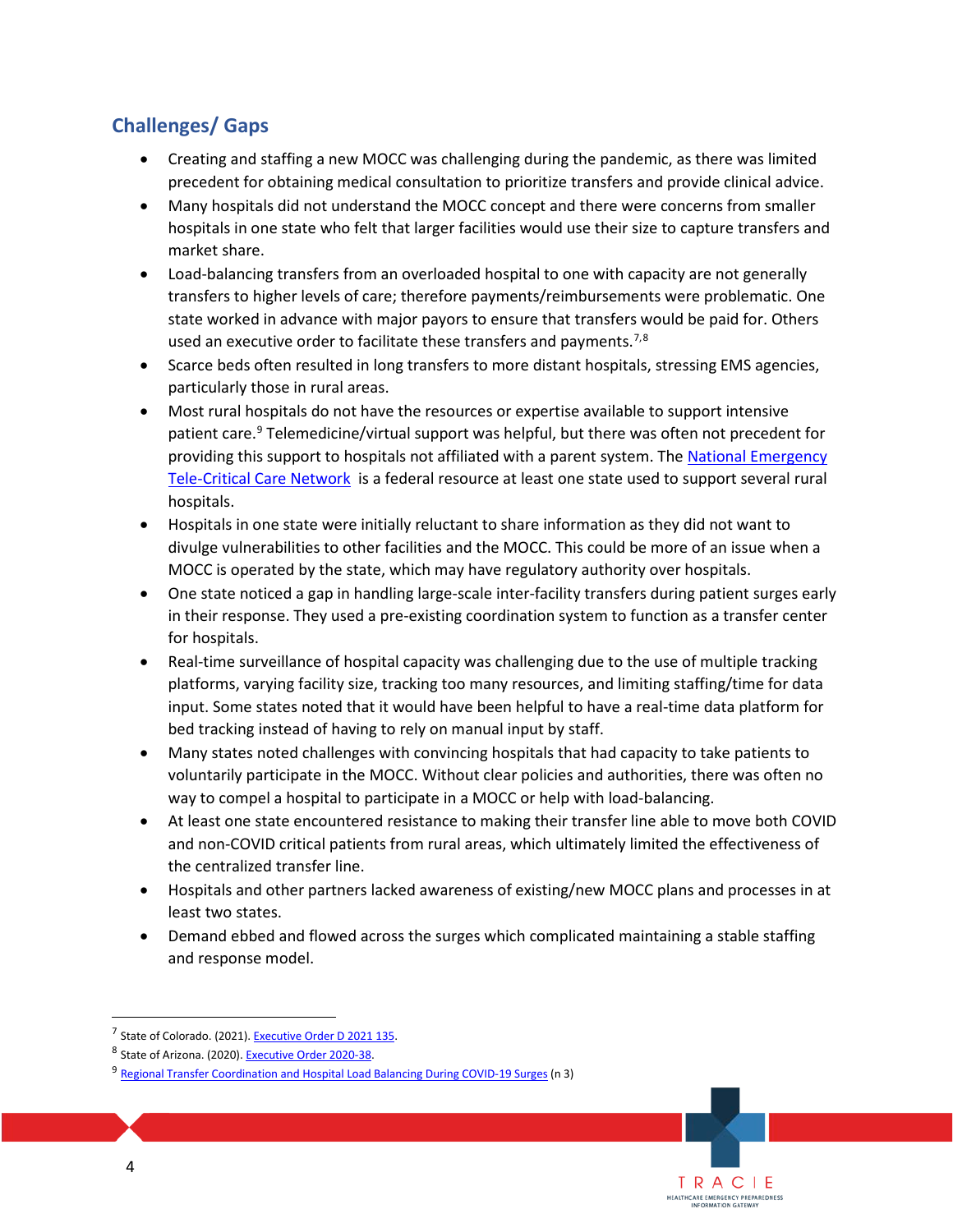## Challenges/ Gaps

- Creating and staffing a new MOCC was challenging during the pandemic, as there was limited precedent for obtaining medical consultation to prioritize transfers and provide clinical advice.
- Many hospitals did not understand the MOCC concept and there were concerns from smaller hospitals in one state who felt that larger facilities would use their size to capture transfers and market share.
- Load-balancing transfers from an overloaded hospital to one with capacity are not generally transfers to higher levels of care; therefore payments/reimbursements were problematic. One state worked in advance with major payors to ensure that transfers would be paid for. Others used an executive order to facilitate these transfers and payments.[7,8]
- Scarce beds often resulted in long transfers to more distant hospitals, stressing EMS agencies, particularly those in rural areas.
- Most rural hospitals do not have the resources or expertise available to support intensive patient care.[9] Telemedicine/virtual support was helpful, but there was often not precedent for providing this support to hospitals not affiliated with a parent system. The National Emergency Tele-Critical Care Network is a federal resource at least one state used to support several rural hospitals.
- Hospitals in one state were initially reluctant to share information as they did not want to divulge vulnerabilities to other facilities and the MOCC. This could be more of an issue when a MOCC is operated by the state, which may have regulatory authority over hospitals.
- One state noticed a gap in handling large-scale inter-facility transfers during patient surges early in their response. They used a pre-existing coordination system to function as a transfer center for hospitals.
- Real-time surveillance of hospital capacity was challenging due to the use of multiple tracking platforms, varying facility size, tracking too many resources, and limiting staffing/time for data input. Some states noted that it would have been helpful to have a real-time data platform for bed tracking instead of having to rely on manual input by staff.
- Many states noted challenges with convincing hospitals that had capacity to take patients to voluntarily participate in the MOCC. Without clear policies and authorities, there was often no way to compel a hospital to participate in a MOCC or help with load-balancing.
- At least one state encountered resistance to making their transfer line able to move both COVID and non-COVID critical patients from rural areas, which ultimately limited the effectiveness of the centralized transfer line.
- Hospitals and other partners lacked awareness of existing/new MOCC plans and processes in at least two states.
- Demand ebbed and flowed across the surges which complicated maintaining a stable staffing and response model.

---

[7] State of Colorado. (2021). Executive Order D 2021 135.

[8] State of Arizona. (2020). Executive Order 2020-38.

[9] Regional Transfer Coordination and Hospital Load Balancing During COVID-19 Surges (n 3)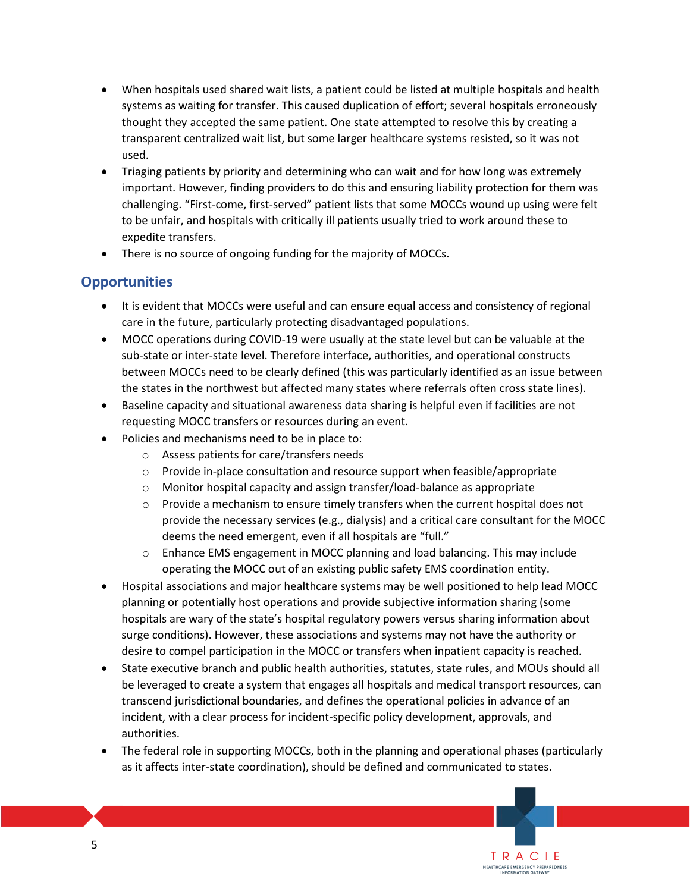- When hospitals used shared wait lists, a patient could be listed at multiple hospitals and health systems as waiting for transfer. This caused duplication of effort; several hospitals erroneously thought they accepted the same patient. One state attempted to resolve this by creating a transparent centralized wait list, but some larger healthcare systems resisted, so it was not used.
- Triaging patients by priority and determining who can wait and for how long was extremely important. However, finding providers to do this and ensuring liability protection for them was challenging. "First-come, first-served" patient lists that some MOCCs wound up using were felt to be unfair, and hospitals with critically ill patients usually tried to work around these to expedite transfers.
- There is no source of ongoing funding for the majority of MOCCs.

## Opportunities

- It is evident that MOCCs were useful and can ensure equal access and consistency of regional care in the future, particularly protecting disadvantaged populations.
- MOCC operations during COVID-19 were usually at the state level but can be valuable at the sub-state or inter-state level. Therefore interface, authorities, and operational constructs between MOCCs need to be clearly defined (this was particularly identified as an issue between the states in the northwest but affected many states where referrals often cross state lines).
- Baseline capacity and situational awareness data sharing is helpful even if facilities are not requesting MOCC transfers or resources during an event.
- Policies and mechanisms need to be in place to:
    - Assess patients for care/transfers needs
    - Provide in-place consultation and resource support when feasible/appropriate
    - Monitor hospital capacity and assign transfer/load-balance as appropriate
    - Provide a mechanism to ensure timely transfers when the current hospital does not provide the necessary services (e.g., dialysis) and a critical care consultant for the MOCC deems the need emergent, even if all hospitals are "full."
    - Enhance EMS engagement in MOCC planning and load balancing. This may include operating the MOCC out of an existing public safety EMS coordination entity.
- Hospital associations and major healthcare systems may be well positioned to help lead MOCC planning or potentially host operations and provide subjective information sharing (some hospitals are wary of the state's hospital regulatory powers versus sharing information about surge conditions). However, these associations and systems may not have the authority or desire to compel participation in the MOCC or transfers when inpatient capacity is reached.
- State executive branch and public health authorities, statutes, state rules, and MOUs should all be leveraged to create a system that engages all hospitals and medical transport resources, can transcend jurisdictional boundaries, and defines the operational policies in advance of an incident, with a clear process for incident-specific policy development, approvals, and authorities.
- The federal role in supporting MOCCs, both in the planning and operational phases (particularly as it affects inter-state coordination), should be defined and communicated to states.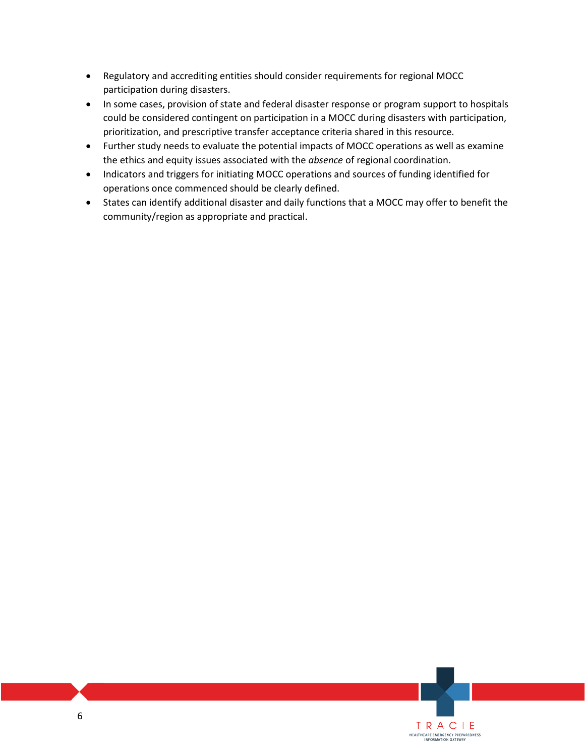- Regulatory and accrediting entities should consider requirements for regional MOCC participation during disasters.
- In some cases, provision of state and federal disaster response or program support to hospitals could be considered contingent on participation in a MOCC during disasters with participation, prioritization, and prescriptive transfer acceptance criteria shared in this resource.
- Further study needs to evaluate the potential impacts of MOCC operations as well as examine the ethics and equity issues associated with the *absence* of regional coordination.
- Indicators and triggers for initiating MOCC operations and sources of funding identified for operations once commenced should be clearly defined.
- States can identify additional disaster and daily functions that a MOCC may offer to benefit the community/region as appropriate and practical.